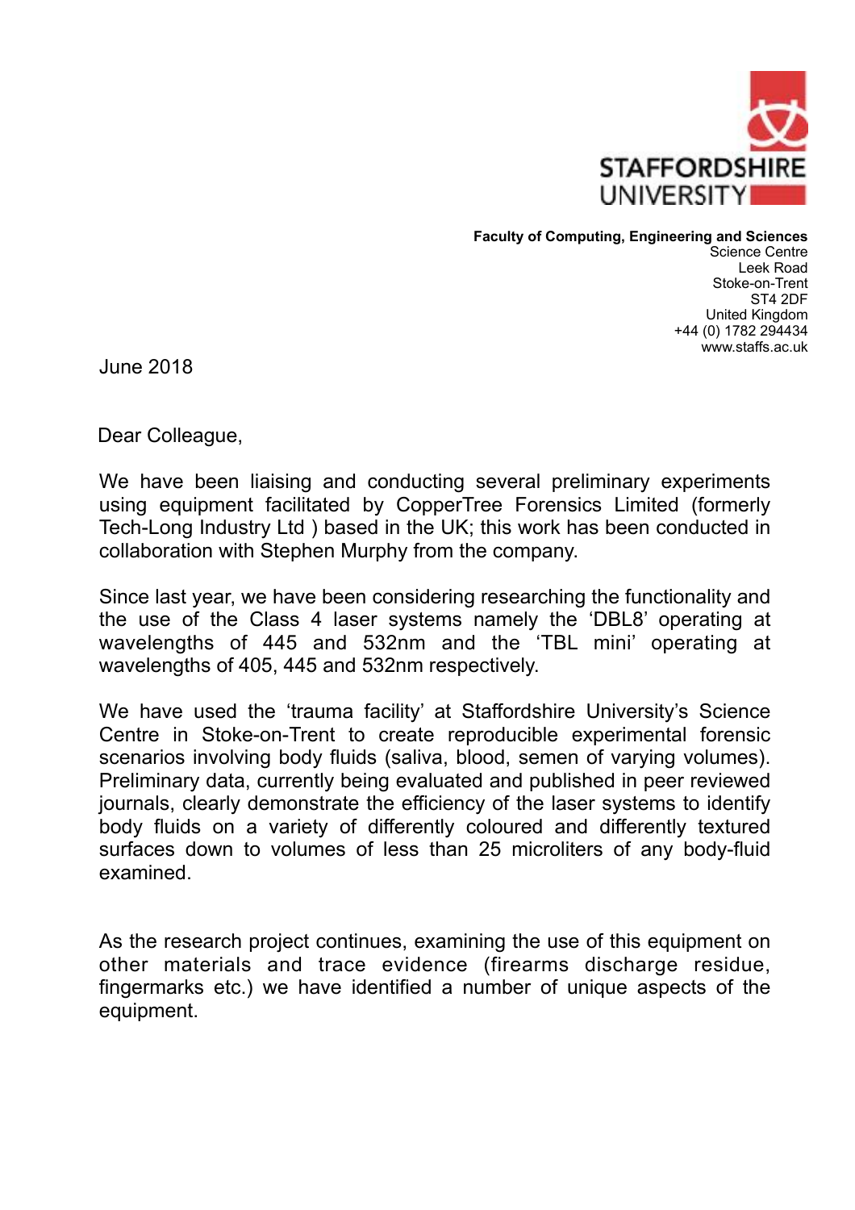STAFFORDSHIRE UNIVERSITY

**Faculty of Computing, Engineering and Sciences**
Science Centre
Leek Road
Stoke-on-Trent
ST4 2DF
United Kingdom
+44 (0) 1782 294434
www.staffs.ac.uk

June 2018

Dear Colleague,

We have been liaising and conducting several preliminary experiments using equipment facilitated by CopperTree Forensics Limited (formerly Tech-Long Industry Ltd ) based in the UK; this work has been conducted in collaboration with Stephen Murphy from the company.

Since last year, we have been considering researching the functionality and the use of the Class 4 laser systems namely the 'DBL8' operating at wavelengths of 445 and 532nm and the 'TBL mini' operating at wavelengths of 405, 445 and 532nm respectively.

We have used the 'trauma facility' at Staffordshire University's Science Centre in Stoke-on-Trent to create reproducible experimental forensic scenarios involving body fluids (saliva, blood, semen of varying volumes). Preliminary data, currently being evaluated and published in peer reviewed journals, clearly demonstrate the efficiency of the laser systems to identify body fluids on a variety of differently coloured and differently textured surfaces down to volumes of less than 25 microliters of any body-fluid examined.

As the research project continues, examining the use of this equipment on other materials and trace evidence (firearms discharge residue, fingermarks etc.) we have identified a number of unique aspects of the equipment.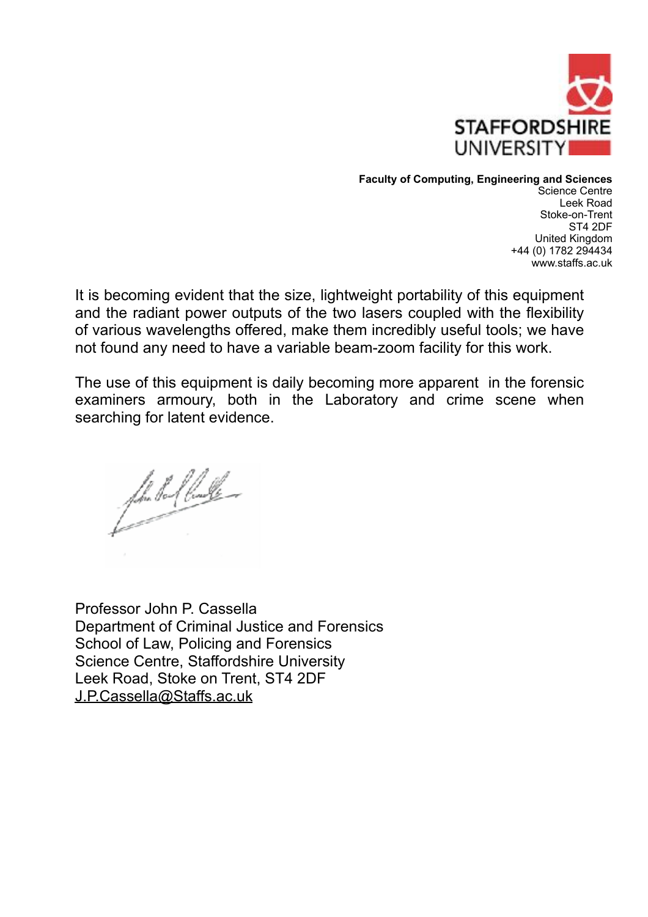**Faculty of Computing, Engineering and Sciences**
Science Centre
Leek Road
Stoke-on-Trent
ST4 2DF
United Kingdom
+44 (0) 1782 294434
www.staffs.ac.uk

It is becoming evident that the size, lightweight portability of this equipment and the radiant power outputs of the two lasers coupled with the flexibility of various wavelengths offered, make them incredibly useful tools; we have not found any need to have a variable beam-zoom facility for this work.

The use of this equipment is daily becoming more apparent in the forensic examiners armoury, both in the Laboratory and crime scene when searching for latent evidence.

Professor John P. Cassella
Department of Criminal Justice and Forensics
School of Law, Policing and Forensics
Science Centre, Staffordshire University
Leek Road, Stoke on Trent, ST4 2DF
J.P.Cassella@Staffs.ac.uk